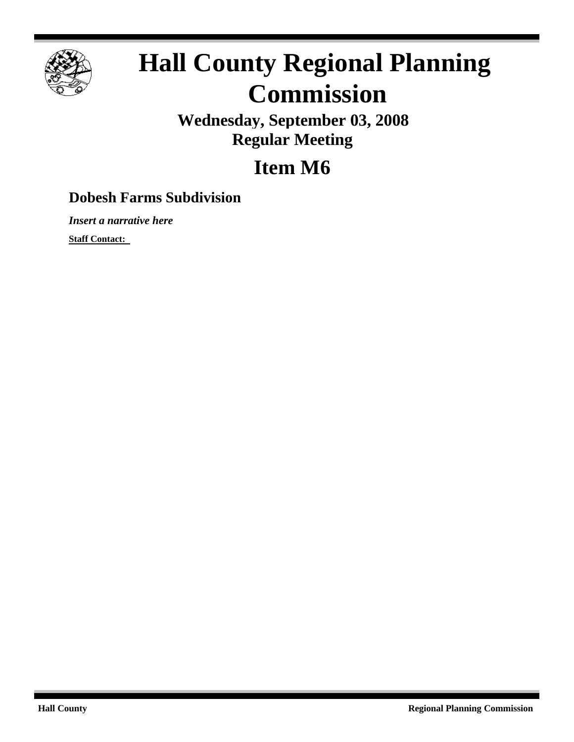# Hall County Regional Planning Commission

**Wednesday, September 03, 2008**
**Regular Meeting**

## Item M6

### Dobesh Farms Subdivision

***Insert a narrative here***

**Staff Contact:**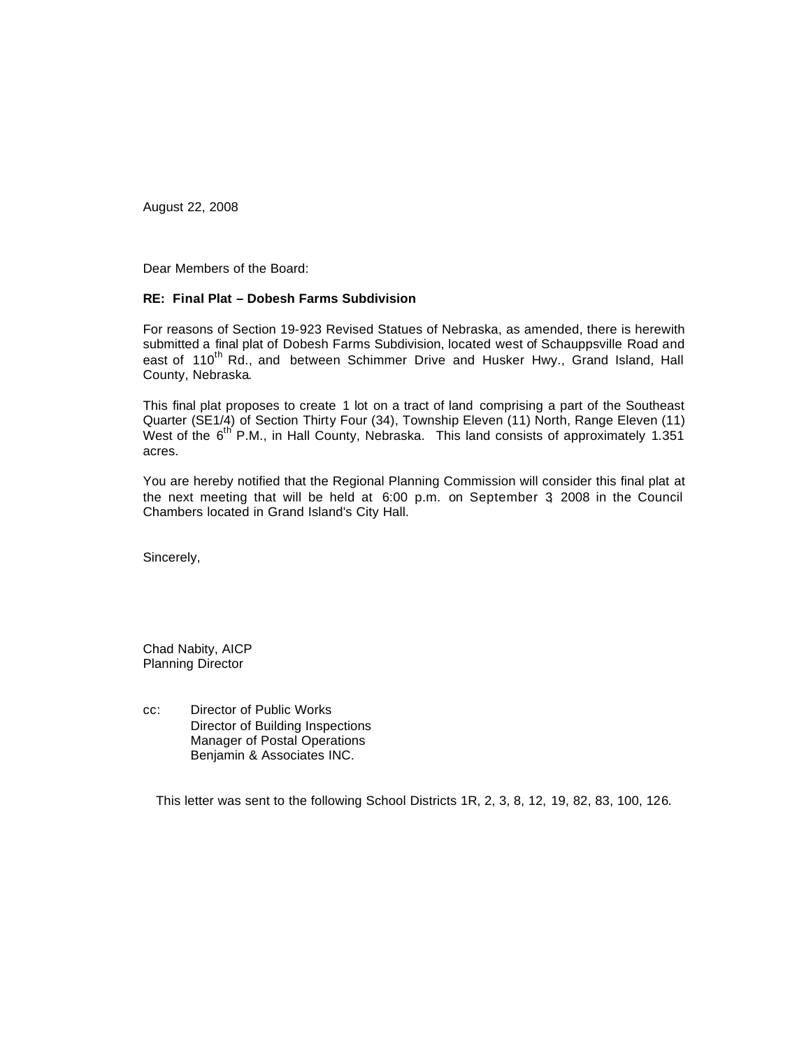August 22, 2008

Dear Members of the Board:

**RE: Final Plat – Dobesh Farms Subdivision**

For reasons of Section 19-923 Revised Statues of Nebraska, as amended, there is herewith submitted a final plat of Dobesh Farms Subdivision, located west of Schauppsville Road and east of 110th Rd., and between Schimmer Drive and Husker Hwy., Grand Island, Hall County, Nebraska.

This final plat proposes to create 1 lot on a tract of land comprising a part of the Southeast Quarter (SE1/4) of Section Thirty Four (34), Township Eleven (11) North, Range Eleven (11) West of the 6th P.M., in Hall County, Nebraska. This land consists of approximately 1.351 acres.

You are hereby notified that the Regional Planning Commission will consider this final plat at the next meeting that will be held at 6:00 p.m. on September 3, 2008 in the Council Chambers located in Grand Island's City Hall.

Sincerely,

Chad Nabity, AICP
Planning Director

cc: Director of Public Works
Director of Building Inspections
Manager of Postal Operations
Benjamin & Associates INC.

This letter was sent to the following School Districts 1R, 2, 3, 8, 12, 19, 82, 83, 100, 126.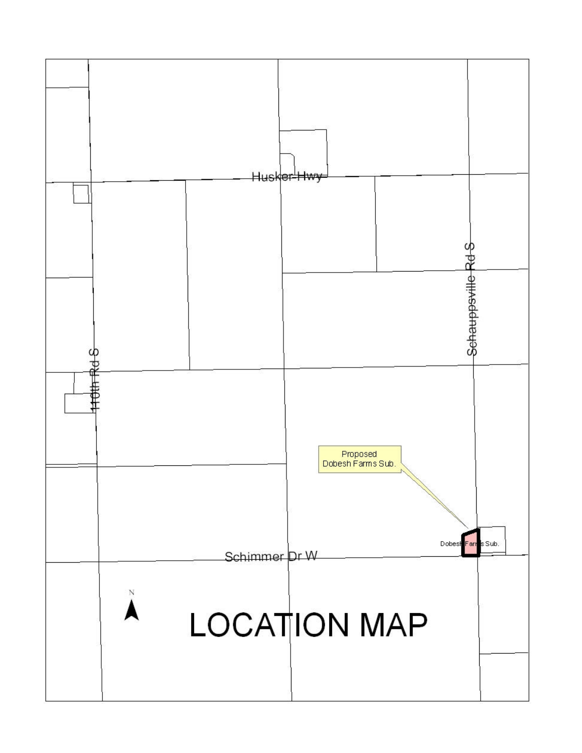Husker Hwy

Schauppsville Rd S

110th Rd S

Proposed
Dobesh Farms Sub.

Dobesh Farms Sub.

Schimmer Dr W

N

# LOCATION MAP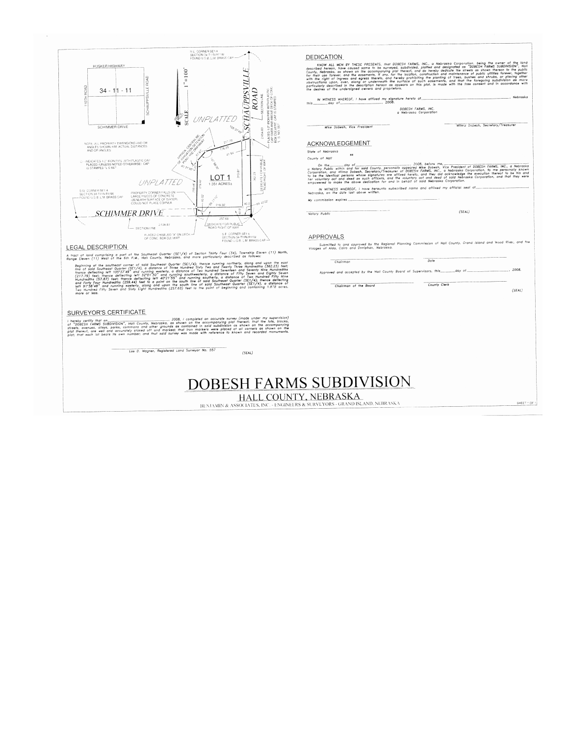HUSKER HIGHWAY

110TH ROAD

34 - 11 - 11

SCHAUPPSVILLE ROAD

SCHIMMER DRIVE

N.E. CORNER SE1/4
SECTION 34-T11N-R11W
FOUND U.S.B. L.M. BRASS CAP

SCALE 1" = 100'

UNPLATTED

SCHAUPPSVILLE ROAD

SECTION LINE

NOTE: ALL PROPERTY DIMENSIONS AND OR ANGLES SHOWN ARE ACTUAL DISTANCES AND OR ANGLES.

○ INDICATES 1/2" IRON PIPE WITH PLASTIC CAP PLACED (UNLESS NOTED OTHERWISE) CAP IS STAMPED "L.S.557"

LOT 1
1.351 ACRES±

UNPLATTED

S.W. CORNER SE1/4
SECTION 34-T11N-R11W
FOUND U.S.B. L.M. BRASS CAP

PROPERTY CORNER FALLS ON LARGE PIECES OF CONCRETE (BENEATH SURFACE OF WATER) COULD NOT PLACE CORNER

SCHIMMER DRIVE

SECTION LINE

PLACED CHISELED "X" ON DECK OF CONC. BOX CULVERT

DEDICATE FOR PUBLIC ROAD RIGHT OF WAY

S.E. CORNER SE1/4
SECTION 34-T11N-R11W
FOUND U.S.B. L.M. BRASS CAP

## LEGAL DESCRIPTION

A tract of land comprising a part of the Southeast Quarter (SE1/4) of Section Thirty Four (34), Township Eleven (11) North, Range Eleven (11) West of the 6th P.M., Hall County, Nebraska, and more particularly described as follows:

Beginning at the southeast corner of said Southeast Quarter (SE1/4); thence running northerly, along and upon the east line of said Southeast Quarter (SE1/4), a distance of Three Hundred Sixty Two and Twenty Three Hundredths (362.23) feet; thence deflecting left 105°37'49" and running westerly, a distance of Two Hundred Seventeen and Seventy Nine Hundredths (217.79) feet; thence deflecting left 32°01'30" and running southwesterly, a distance of Fifty Seven and Eighty Seven Hundredths (57.87) feet; thence deflecting left 40°21'55" and running southerly, a distance of Two Hundred Fifty Nine and Forty Four Hundredths (259.44) feet to a point on the south line of said Southeast Quarter (SE1/4); thence deflecting left 91°38'48" and running easterly, along and upon the south line of said Southeast Quarter (SE1/4), a distance of Two Hundred Fifty Seven and Sixty Eight Hundredths (257.68) feet to the point of beginning and containing 1.878 acres, more or less.

## SURVEYOR'S CERTIFICATE

I hereby certify that on ____________, 2008, I completed an accurate survey (made under my supervision) of "DOBESH FARMS SUBDIVISION", Hall County, Nebraska, as shown on the accompanying plat thereof; that the lots, blocks, streets, avenues, alleys, parks, commons and other grounds as contained in said subdivision as shown on the accompanying plat thereof, are well and accurately staked off and marked; that iron markers were placed at all corners as shown on the plat; that each lot bears its own number; and that said survey was made with reference to known and recorded monuments.

______________________________
Lee D. Wagner, Registered Land Surveyor No. 557 (SEAL)

## DEDICATION

KNOW ALL MEN BY THESE PRESENTS, that DOBESH FARMS, INC., a Nebraska Corporation, being the owner of the land described hereon, have caused same to be surveyed, subdivided, platted and designated as "DOBESH FARMS SUBDIVISION", Hall County, Nebraska, as shown on the accompanying plat thereof, and do hereby dedicate the streets as shown thereon to the public for their use forever, and the easements, if any, for the location, construction and maintenance of public utilities forever, together with the right of ingress and egress thereto, and hereby prohibiting the planting of trees, bushes and shrubs, or placing other obstructions upon, over, along or underneath the surface of such easements, and that the foregoing subdivision as more particularly described in the description hereon as appears on this plat, is made with the free consent and in accordance with the desires of the undersigned owners and proprietors.

IN WITNESS WHEREOF, I have affixed my signature hereto at ____________, Nebraska this ____ day of ____________, 2008.

DOBESH FARMS, INC.
a Nebraska Corporation

______________________________
Mike Dobesh, Vice President

______________________________
Wilma Dobesh, Secretary/Treasurer

## ACKNOWLEDGEMENT

State of Nebraska
ss
County of Hall

On the ____ day of ____________, 2008, before me, ____________, a Notary Public within and for said County, personally appeared Mike Dobesh, Vice President of DOBESH FARMS, INC., a Nebraska Corporation, and Wilma Dobesh, Secretary/Treasurer of DOBESH FARMS, INC., a Nebraska Corporation, to me personally known to be the identical persons whose signatures are affixed hereto, and they did acknowledge the execution thereof to be his and her voluntary act and deed as such officers, and the voluntary act and deed of said Nebraska Corporation, and that they were empowered to make the above dedication for and in behalf of said Nebraska Corporation.

IN WITNESS WHEREOF, I have hereunto subscribed name and affixed my official seal at ____________, Nebraska, on the date last above written.

My commission expires ____________

______________________________
Notary Public (SEAL)

## APPROVALS

Submitted to and approved by the Regional Planning Commission of Hall County, Grand Island and Wood River, and the Villages of Alda, Cairo and Doniphan, Nebraska.

______________________________ ______________________________
Chairman Date

Approved and accepted by the Hall County Board of Supervisors, this ____ day of ____________, 2008.

______________________________ ______________________________
Chairman of the Board County Clerk (SEAL)

# DOBESH FARMS SUBDIVISION

## HALL COUNTY, NEBRASKA

BENJAMIN & ASSOCIATES, INC. - ENGINEERS & SURVEYORS - GRAND ISLAND, NEBRASKA